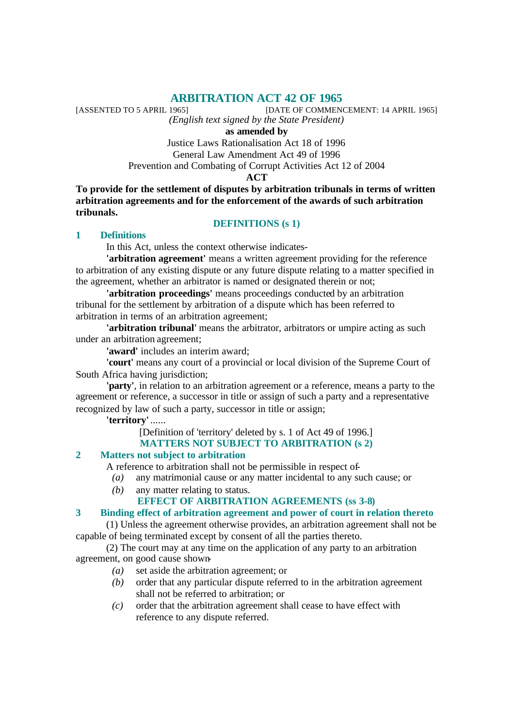# ARBITRATION ACT 42 OF 1965

[ASSENTED TO 5 APRIL 1965] [DATE OF COMMENCEMENT: 14 APRIL 1965]

*(English text signed by the State President)*

**as amended by**

Justice Laws Rationalisation Act 18 of 1996
General Law Amendment Act 49 of 1996
Prevention and Combating of Corrupt Activities Act 12 of 2004

**ACT**

**To provide for the settlement of disputes by arbitration tribunals in terms of written arbitration agreements and for the enforcement of the awards of such arbitration tribunals.**

## DEFINITIONS (s 1)

### 1 Definitions

In this Act, unless the context otherwise indicates-

**'arbitration agreement'** means a written agreement providing for the reference to arbitration of any existing dispute or any future dispute relating to a matter specified in the agreement, whether an arbitrator is named or designated therein or not;

**'arbitration proceedings'** means proceedings conducted by an arbitration tribunal for the settlement by arbitration of a dispute which has been referred to arbitration in terms of an arbitration agreement;

**'arbitration tribunal'** means the arbitrator, arbitrators or umpire acting as such under an arbitration agreement;

**'award'** includes an interim award;

**'court'** means any court of a provincial or local division of the Supreme Court of South Africa having jurisdiction;

**'party'**, in relation to an arbitration agreement or a reference, means a party to the agreement or reference, a successor in title or assign of such a party and a representative recognized by law of such a party, successor in title or assign;

**'territory'** ......

[Definition of 'territory' deleted by s. 1 of Act 49 of 1996.]

## MATTERS NOT SUBJECT TO ARBITRATION (s 2)

### 2 Matters not subject to arbitration

A reference to arbitration shall not be permissible in respect of-

*(a)* any matrimonial cause or any matter incidental to any such cause; or

*(b)* any matter relating to status.

## EFFECT OF ARBITRATION AGREEMENTS (ss 3-8)

### 3 Binding effect of arbitration agreement and power of court in relation thereto

(1) Unless the agreement otherwise provides, an arbitration agreement shall not be capable of being terminated except by consent of all the parties thereto.

(2) The court may at any time on the application of any party to an arbitration agreement, on good cause shown-

*(a)* set aside the arbitration agreement; or

*(b)* order that any particular dispute referred to in the arbitration agreement shall not be referred to arbitration; or

*(c)* order that the arbitration agreement shall cease to have effect with reference to any dispute referred.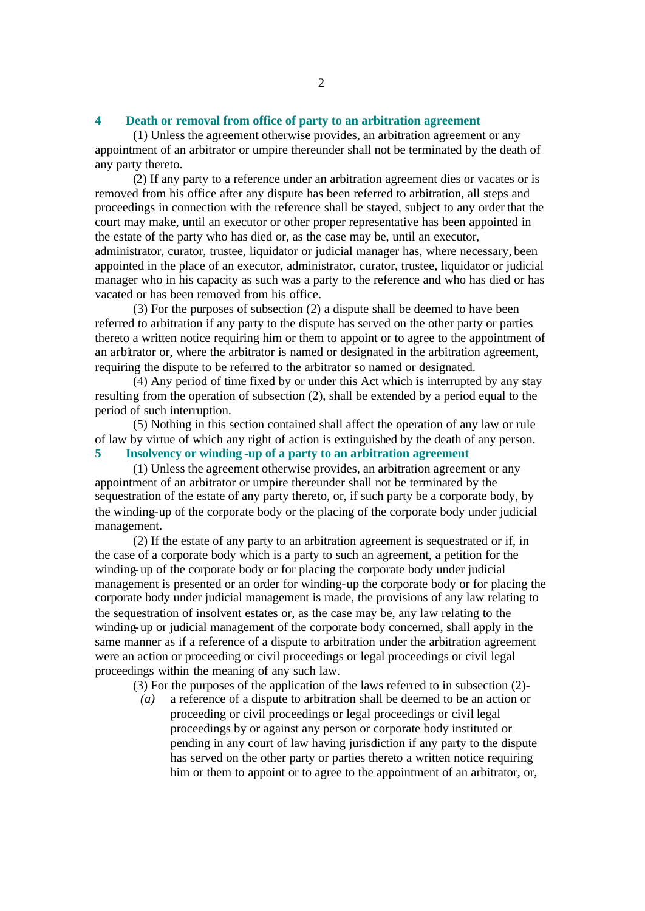### 4 Death or removal from office of party to an arbitration agreement

(1) Unless the agreement otherwise provides, an arbitration agreement or any appointment of an arbitrator or umpire thereunder shall not be terminated by the death of any party thereto.

(2) If any party to a reference under an arbitration agreement dies or vacates or is removed from his office after any dispute has been referred to arbitration, all steps and proceedings in connection with the reference shall be stayed, subject to any order that the court may make, until an executor or other proper representative has been appointed in the estate of the party who has died or, as the case may be, until an executor, administrator, curator, trustee, liquidator or judicial manager has, where necessary, been appointed in the place of an executor, administrator, curator, trustee, liquidator or judicial manager who in his capacity as such was a party to the reference and who has died or has vacated or has been removed from his office.

(3) For the purposes of subsection (2) a dispute shall be deemed to have been referred to arbitration if any party to the dispute has served on the other party or parties thereto a written notice requiring him or them to appoint or to agree to the appointment of an arbitrator or, where the arbitrator is named or designated in the arbitration agreement, requiring the dispute to be referred to the arbitrator so named or designated.

(4) Any period of time fixed by or under this Act which is interrupted by any stay resulting from the operation of subsection (2), shall be extended by a period equal to the period of such interruption.

(5) Nothing in this section contained shall affect the operation of any law or rule of law by virtue of which any right of action is extinguished by the death of any person.

### 5 Insolvency or winding-up of a party to an arbitration agreement

(1) Unless the agreement otherwise provides, an arbitration agreement or any appointment of an arbitrator or umpire thereunder shall not be terminated by the sequestration of the estate of any party thereto, or, if such party be a corporate body, by the winding-up of the corporate body or the placing of the corporate body under judicial management.

(2) If the estate of any party to an arbitration agreement is sequestrated or if, in the case of a corporate body which is a party to such an agreement, a petition for the winding-up of the corporate body or for placing the corporate body under judicial management is presented or an order for winding-up the corporate body or for placing the corporate body under judicial management is made, the provisions of any law relating to the sequestration of insolvent estates or, as the case may be, any law relating to the winding-up or judicial management of the corporate body concerned, shall apply in the same manner as if a reference of a dispute to arbitration under the arbitration agreement were an action or proceeding or civil proceedings or legal proceedings or civil legal proceedings within the meaning of any such law.

(3) For the purposes of the application of the laws referred to in subsection (2)-

*(a)* a reference of a dispute to arbitration shall be deemed to be an action or proceeding or civil proceedings or legal proceedings or civil legal proceedings by or against any person or corporate body instituted or pending in any court of law having jurisdiction if any party to the dispute has served on the other party or parties thereto a written notice requiring him or them to appoint or to agree to the appointment of an arbitrator, or,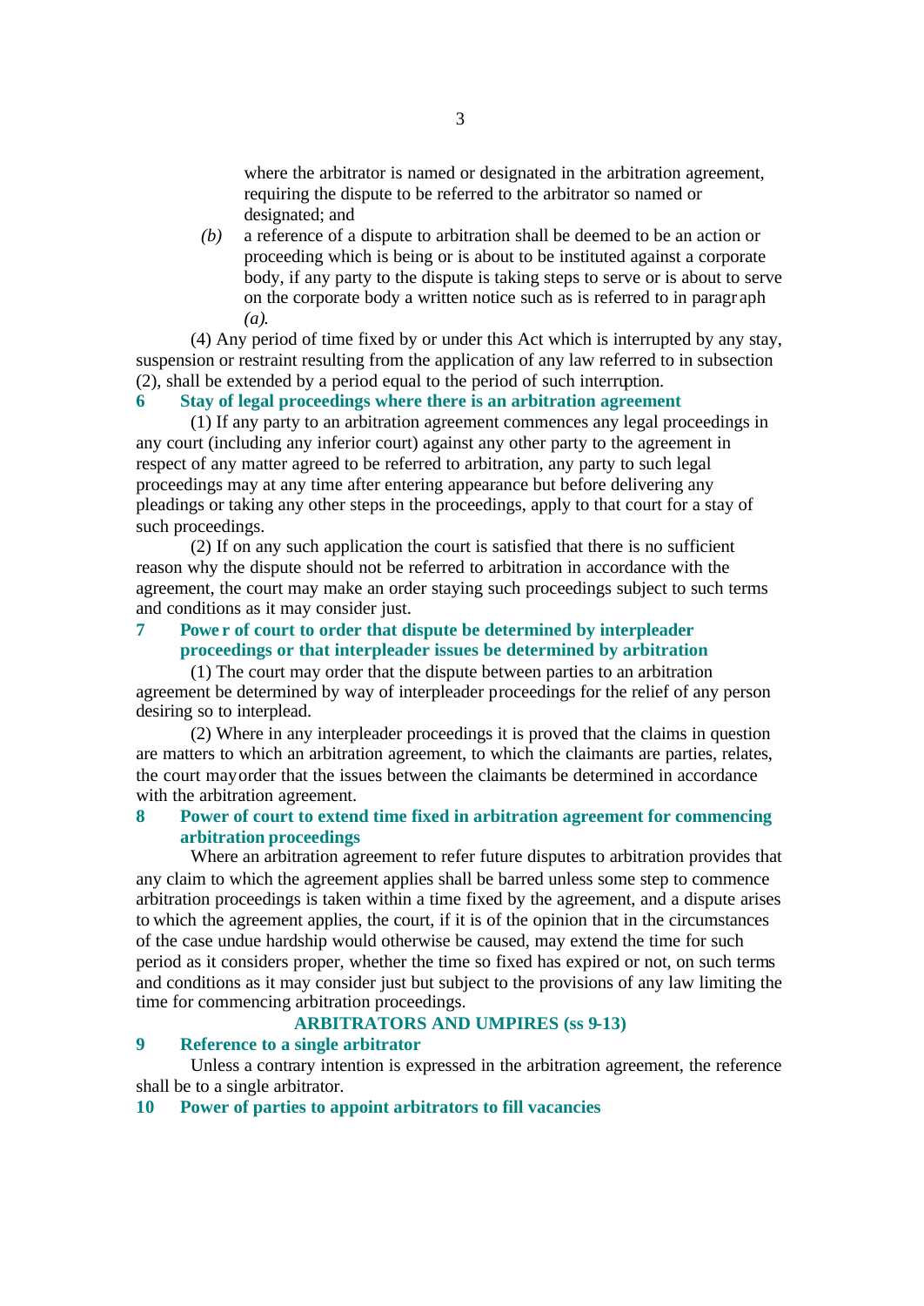where the arbitrator is named or designated in the arbitration agreement, requiring the dispute to be referred to the arbitrator so named or designated; and

*(b)* a reference of a dispute to arbitration shall be deemed to be an action or proceeding which is being or is about to be instituted against a corporate body, if any party to the dispute is taking steps to serve or is about to serve on the corporate body a written notice such as is referred to in paragraph *(a)*.

(4) Any period of time fixed by or under this Act which is interrupted by any stay, suspension or restraint resulting from the application of any law referred to in subsection (2), shall be extended by a period equal to the period of such interruption.

### 6 Stay of legal proceedings where there is an arbitration agreement

(1) If any party to an arbitration agreement commences any legal proceedings in any court (including any inferior court) against any other party to the agreement in respect of any matter agreed to be referred to arbitration, any party to such legal proceedings may at any time after entering appearance but before delivering any pleadings or taking any other steps in the proceedings, apply to that court for a stay of such proceedings.

(2) If on any such application the court is satisfied that there is no sufficient reason why the dispute should not be referred to arbitration in accordance with the agreement, the court may make an order staying such proceedings subject to such terms and conditions as it may consider just.

### 7 Power of court to order that dispute be determined by interpleader proceedings or that interpleader issues be determined by arbitration

(1) The court may order that the dispute between parties to an arbitration agreement be determined by way of interpleader proceedings for the relief of any person desiring so to interplead.

(2) Where in any interpleader proceedings it is proved that the claims in question are matters to which an arbitration agreement, to which the claimants are parties, relates, the court may order that the issues between the claimants be determined in accordance with the arbitration agreement.

### 8 Power of court to extend time fixed in arbitration agreement for commencing arbitration proceedings

Where an arbitration agreement to refer future disputes to arbitration provides that any claim to which the agreement applies shall be barred unless some step to commence arbitration proceedings is taken within a time fixed by the agreement, and a dispute arises to which the agreement applies, the court, if it is of the opinion that in the circumstances of the case undue hardship would otherwise be caused, may extend the time for such period as it considers proper, whether the time so fixed has expired or not, on such terms and conditions as it may consider just but subject to the provisions of any law limiting the time for commencing arbitration proceedings.

## ARBITRATORS AND UMPIRES (ss 9-13)

### 9 Reference to a single arbitrator

Unless a contrary intention is expressed in the arbitration agreement, the reference shall be to a single arbitrator.

### 10 Power of parties to appoint arbitrators to fill vacancies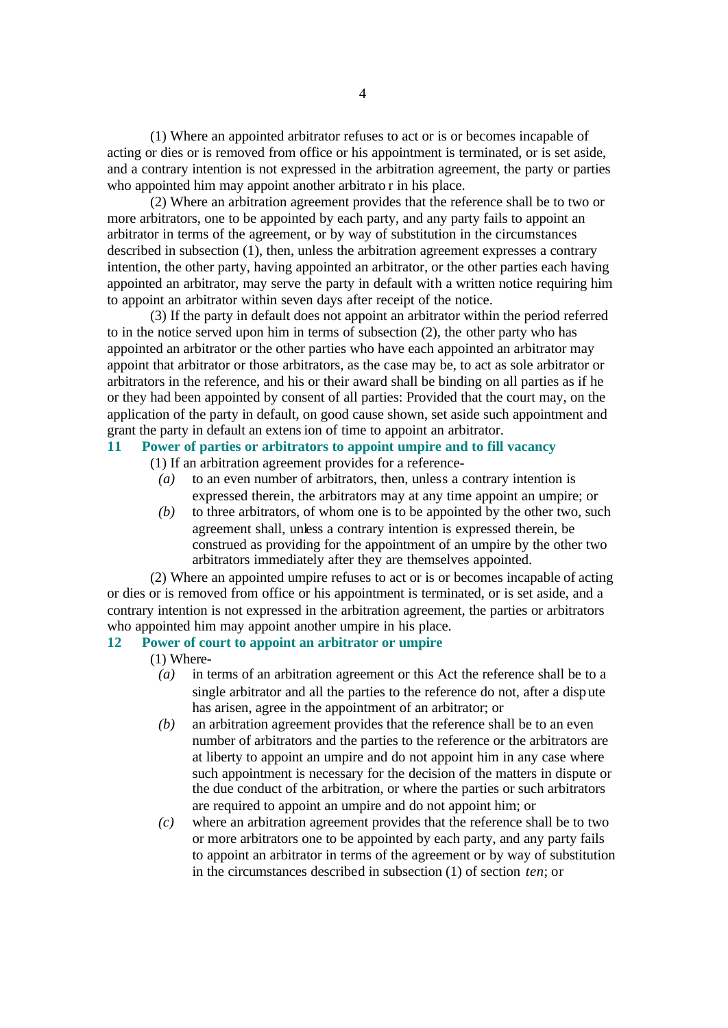(1) Where an appointed arbitrator refuses to act or is or becomes incapable of acting or dies or is removed from office or his appointment is terminated, or is set aside, and a contrary intention is not expressed in the arbitration agreement, the party or parties who appointed him may appoint another arbitrator in his place.

(2) Where an arbitration agreement provides that the reference shall be to two or more arbitrators, one to be appointed by each party, and any party fails to appoint an arbitrator in terms of the agreement, or by way of substitution in the circumstances described in subsection (1), then, unless the arbitration agreement expresses a contrary intention, the other party, having appointed an arbitrator, or the other parties each having appointed an arbitrator, may serve the party in default with a written notice requiring him to appoint an arbitrator within seven days after receipt of the notice.

(3) If the party in default does not appoint an arbitrator within the period referred to in the notice served upon him in terms of subsection (2), the other party who has appointed an arbitrator or the other parties who have each appointed an arbitrator may appoint that arbitrator or those arbitrators, as the case may be, to act as sole arbitrator or arbitrators in the reference, and his or their award shall be binding on all parties as if he or they had been appointed by consent of all parties: Provided that the court may, on the application of the party in default, on good cause shown, set aside such appointment and grant the party in default an extension of time to appoint an arbitrator.

## 11 Power of parties or arbitrators to appoint umpire and to fill vacancy

(1) If an arbitration agreement provides for a reference-

*(a)* to an even number of arbitrators, then, unless a contrary intention is expressed therein, the arbitrators may at any time appoint an umpire; or

*(b)* to three arbitrators, of whom one is to be appointed by the other two, such agreement shall, unless a contrary intention is expressed therein, be construed as providing for the appointment of an umpire by the other two arbitrators immediately after they are themselves appointed.

(2) Where an appointed umpire refuses to act or is or becomes incapable of acting or dies or is removed from office or his appointment is terminated, or is set aside, and a contrary intention is not expressed in the arbitration agreement, the parties or arbitrators who appointed him may appoint another umpire in his place.

## 12 Power of court to appoint an arbitrator or umpire

(1) Where-

*(a)* in terms of an arbitration agreement or this Act the reference shall be to a single arbitrator and all the parties to the reference do not, after a dispute has arisen, agree in the appointment of an arbitrator; or

*(b)* an arbitration agreement provides that the reference shall be to an even number of arbitrators and the parties to the reference or the arbitrators are at liberty to appoint an umpire and do not appoint him in any case where such appointment is necessary for the decision of the matters in dispute or the due conduct of the arbitration, or where the parties or such arbitrators are required to appoint an umpire and do not appoint him; or

*(c)* where an arbitration agreement provides that the reference shall be to two or more arbitrators one to be appointed by each party, and any party fails to appoint an arbitrator in terms of the agreement or by way of substitution in the circumstances described in subsection (1) of section *ten*; or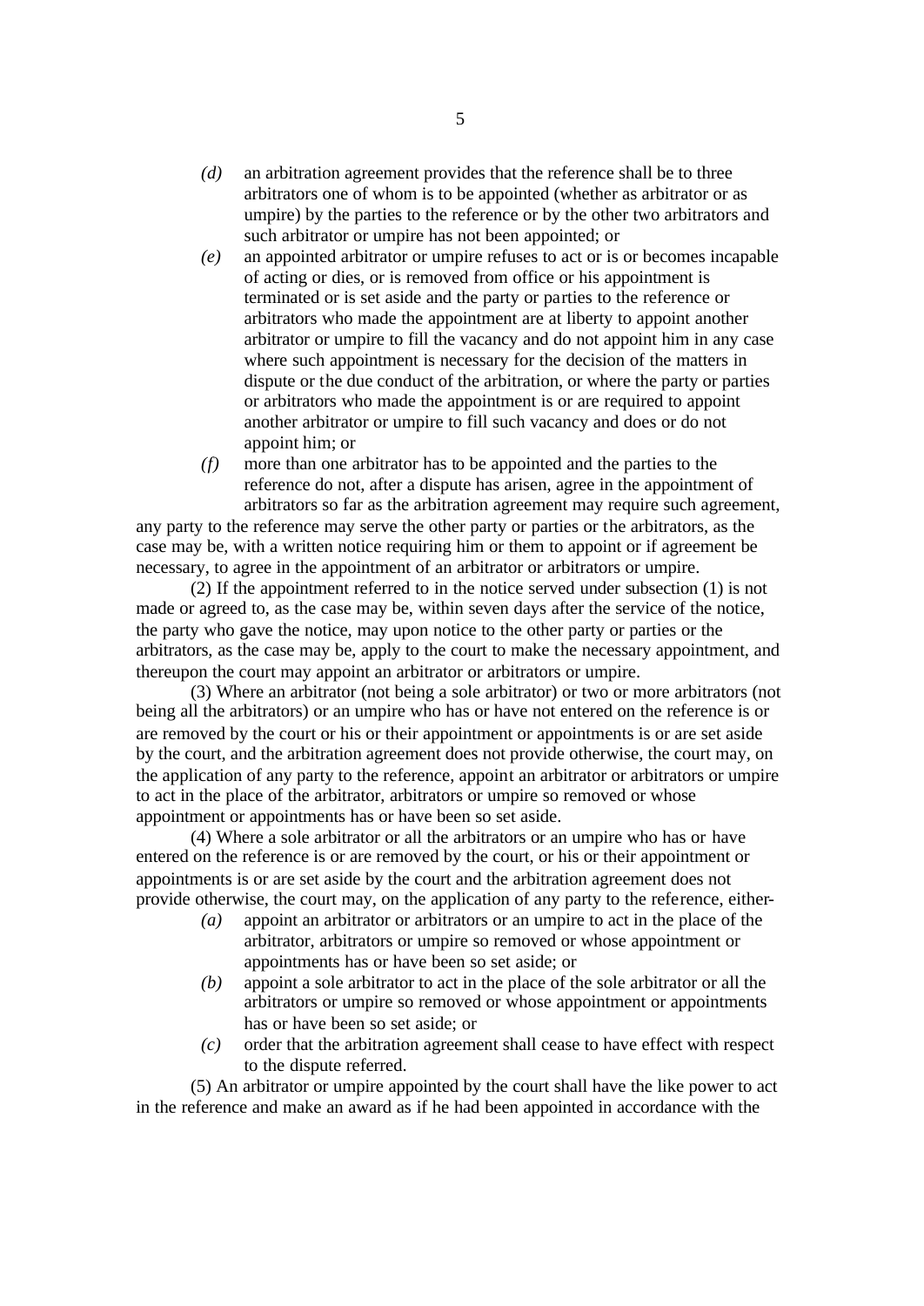- *(d)* an arbitration agreement provides that the reference shall be to three arbitrators one of whom is to be appointed (whether as arbitrator or as umpire) by the parties to the reference or by the other two arbitrators and such arbitrator or umpire has not been appointed; or
- *(e)* an appointed arbitrator or umpire refuses to act or is or becomes incapable of acting or dies, or is removed from office or his appointment is terminated or is set aside and the party or parties to the reference or arbitrators who made the appointment are at liberty to appoint another arbitrator or umpire to fill the vacancy and do not appoint him in any case where such appointment is necessary for the decision of the matters in dispute or the due conduct of the arbitration, or where the party or parties or arbitrators who made the appointment is or are required to appoint another arbitrator or umpire to fill such vacancy and does or do not appoint him; or
- *(f)* more than one arbitrator has to be appointed and the parties to the reference do not, after a dispute has arisen, agree in the appointment of arbitrators so far as the arbitration agreement may require such agreement,

any party to the reference may serve the other party or parties or the arbitrators, as the case may be, with a written notice requiring him or them to appoint or if agreement be necessary, to agree in the appointment of an arbitrator or arbitrators or umpire.

(2) If the appointment referred to in the notice served under subsection (1) is not made or agreed to, as the case may be, within seven days after the service of the notice, the party who gave the notice, may upon notice to the other party or parties or the arbitrators, as the case may be, apply to the court to make the necessary appointment, and thereupon the court may appoint an arbitrator or arbitrators or umpire.

(3) Where an arbitrator (not being a sole arbitrator) or two or more arbitrators (not being all the arbitrators) or an umpire who has or have not entered on the reference is or are removed by the court or his or their appointment or appointments is or are set aside by the court, and the arbitration agreement does not provide otherwise, the court may, on the application of any party to the reference, appoint an arbitrator or arbitrators or umpire to act in the place of the arbitrator, arbitrators or umpire so removed or whose appointment or appointments has or have been so set aside.

(4) Where a sole arbitrator or all the arbitrators or an umpire who has or have entered on the reference is or are removed by the court, or his or their appointment or appointments is or are set aside by the court and the arbitration agreement does not provide otherwise, the court may, on the application of any party to the reference, either-

- *(a)* appoint an arbitrator or arbitrators or an umpire to act in the place of the arbitrator, arbitrators or umpire so removed or whose appointment or appointments has or have been so set aside; or
- *(b)* appoint a sole arbitrator to act in the place of the sole arbitrator or all the arbitrators or umpire so removed or whose appointment or appointments has or have been so set aside; or
- *(c)* order that the arbitration agreement shall cease to have effect with respect to the dispute referred.

(5) An arbitrator or umpire appointed by the court shall have the like power to act in the reference and make an award as if he had been appointed in accordance with the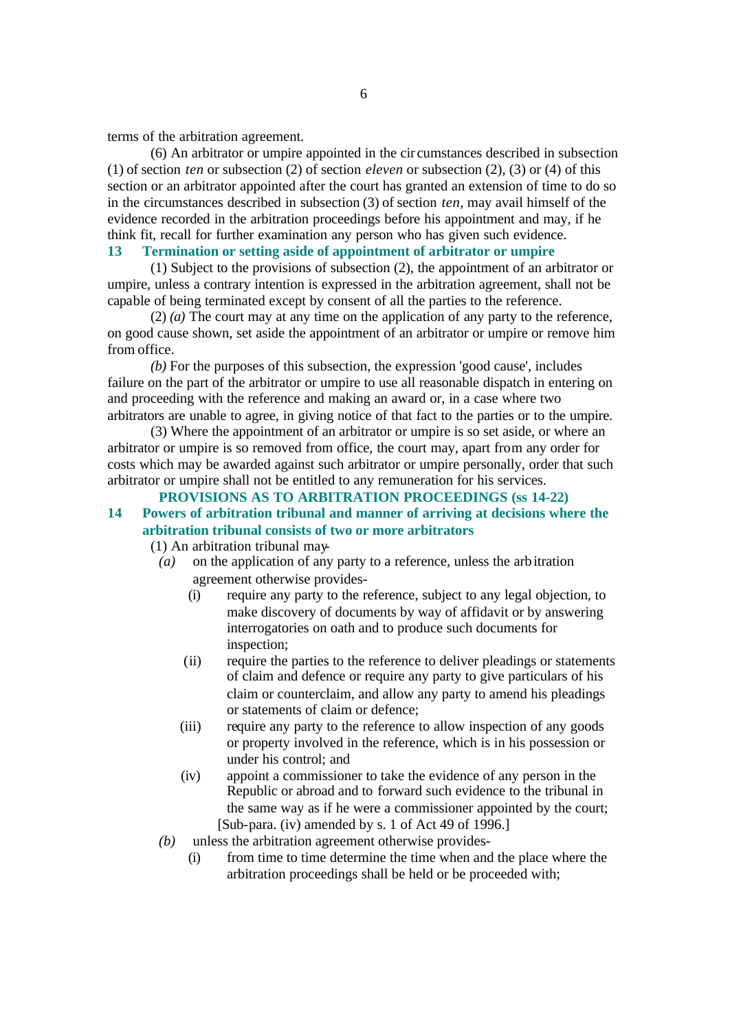terms of the arbitration agreement.

(6) An arbitrator or umpire appointed in the circumstances described in subsection (1) of section *ten* or subsection (2) of section *eleven* or subsection (2), (3) or (4) of this section or an arbitrator appointed after the court has granted an extension of time to do so in the circumstances described in subsection (3) of section *ten*, may avail himself of the evidence recorded in the arbitration proceedings before his appointment and may, if he think fit, recall for further examination any person who has given such evidence.

### 13 Termination or setting aside of appointment of arbitrator or umpire

(1) Subject to the provisions of subsection (2), the appointment of an arbitrator or umpire, unless a contrary intention is expressed in the arbitration agreement, shall not be capable of being terminated except by consent of all the parties to the reference.

(2) *(a)* The court may at any time on the application of any party to the reference, on good cause shown, set aside the appointment of an arbitrator or umpire or remove him from office.

*(b)* For the purposes of this subsection, the expression 'good cause', includes failure on the part of the arbitrator or umpire to use all reasonable dispatch in entering on and proceeding with the reference and making an award or, in a case where two arbitrators are unable to agree, in giving notice of that fact to the parties or to the umpire.

(3) Where the appointment of an arbitrator or umpire is so set aside, or where an arbitrator or umpire is so removed from office, the court may, apart from any order for costs which may be awarded against such arbitrator or umpire personally, order that such arbitrator or umpire shall not be entitled to any remuneration for his services.

## PROVISIONS AS TO ARBITRATION PROCEEDINGS (ss 14-22)

### 14 Powers of arbitration tribunal and manner of arriving at decisions where the arbitration tribunal consists of two or more arbitrators

(1) An arbitration tribunal may-

*(a)* on the application of any party to a reference, unless the arbitration agreement otherwise provides-

(i) require any party to the reference, subject to any legal objection, to make discovery of documents by way of affidavit or by answering interrogatories on oath and to produce such documents for inspection;

(ii) require the parties to the reference to deliver pleadings or statements of claim and defence or require any party to give particulars of his claim or counterclaim, and allow any party to amend his pleadings or statements of claim or defence;

(iii) require any party to the reference to allow inspection of any goods or property involved in the reference, which is in his possession or under his control; and

(iv) appoint a commissioner to take the evidence of any person in the Republic or abroad and to forward such evidence to the tribunal in the same way as if he were a commissioner appointed by the court;

[Sub-para. (iv) amended by s. 1 of Act 49 of 1996.]

*(b)* unless the arbitration agreement otherwise provides-

(i) from time to time determine the time when and the place where the arbitration proceedings shall be held or be proceeded with;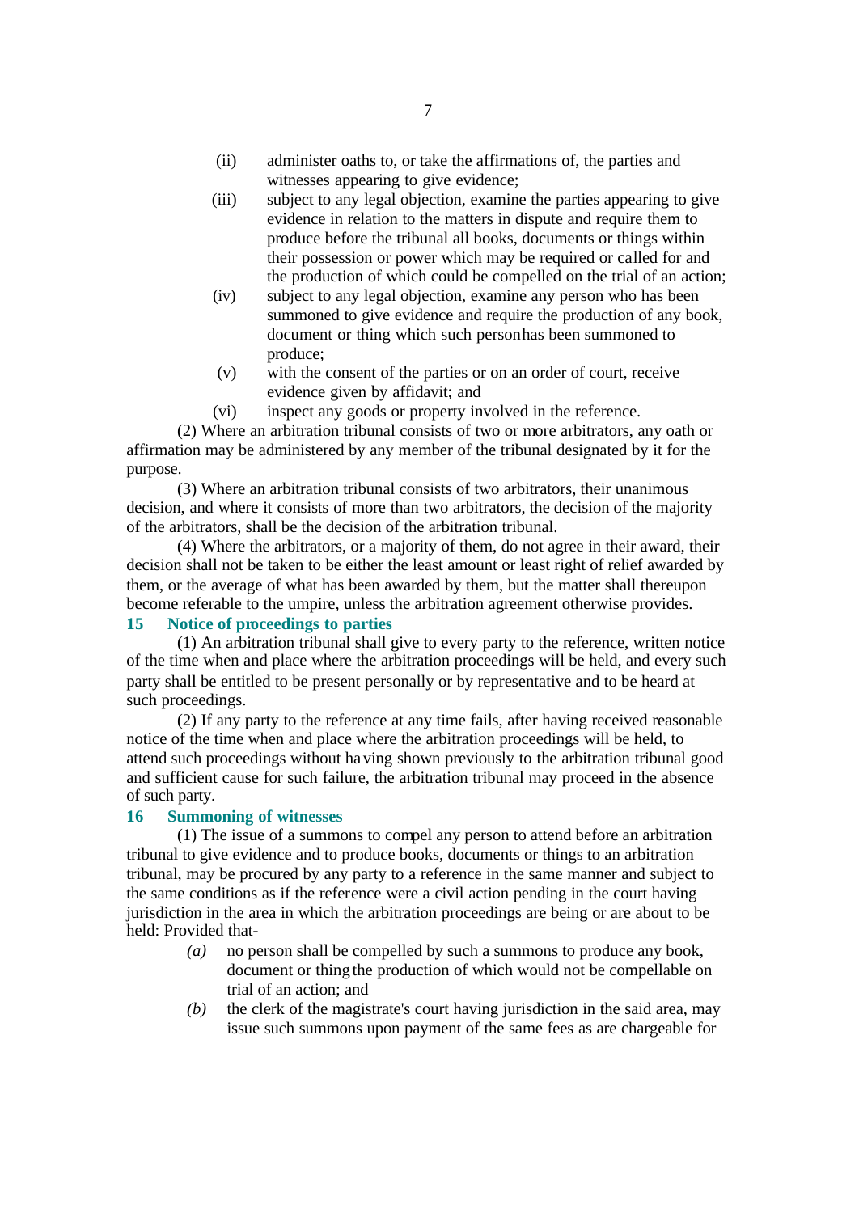(ii) administer oaths to, or take the affirmations of, the parties and witnesses appearing to give evidence;

(iii) subject to any legal objection, examine the parties appearing to give evidence in relation to the matters in dispute and require them to produce before the tribunal all books, documents or things within their possession or power which may be required or called for and the production of which could be compelled on the trial of an action;

(iv) subject to any legal objection, examine any person who has been summoned to give evidence and require the production of any book, document or thing which such person has been summoned to produce;

(v) with the consent of the parties or on an order of court, receive evidence given by affidavit; and

(vi) inspect any goods or property involved in the reference.

(2) Where an arbitration tribunal consists of two or more arbitrators, any oath or affirmation may be administered by any member of the tribunal designated by it for the purpose.

(3) Where an arbitration tribunal consists of two arbitrators, their unanimous decision, and where it consists of more than two arbitrators, the decision of the majority of the arbitrators, shall be the decision of the arbitration tribunal.

(4) Where the arbitrators, or a majority of them, do not agree in their award, their decision shall not be taken to be either the least amount or least right of relief awarded by them, or the average of what has been awarded by them, but the matter shall thereupon become referable to the umpire, unless the arbitration agreement otherwise provides.

**15 Notice of proceedings to parties**

(1) An arbitration tribunal shall give to every party to the reference, written notice of the time when and place where the arbitration proceedings will be held, and every such party shall be entitled to be present personally or by representative and to be heard at such proceedings.

(2) If any party to the reference at any time fails, after having received reasonable notice of the time when and place where the arbitration proceedings will be held, to attend such proceedings without having shown previously to the arbitration tribunal good and sufficient cause for such failure, the arbitration tribunal may proceed in the absence of such party.

**16 Summoning of witnesses**

(1) The issue of a summons to compel any person to attend before an arbitration tribunal to give evidence and to produce books, documents or things to an arbitration tribunal, may be procured by any party to a reference in the same manner and subject to the same conditions as if the reference were a civil action pending in the court having jurisdiction in the area in which the arbitration proceedings are being or are about to be held: Provided that-

*(a)* no person shall be compelled by such a summons to produce any book, document or thing the production of which would not be compellable on trial of an action; and

*(b)* the clerk of the magistrate's court having jurisdiction in the said area, may issue such summons upon payment of the same fees as are chargeable for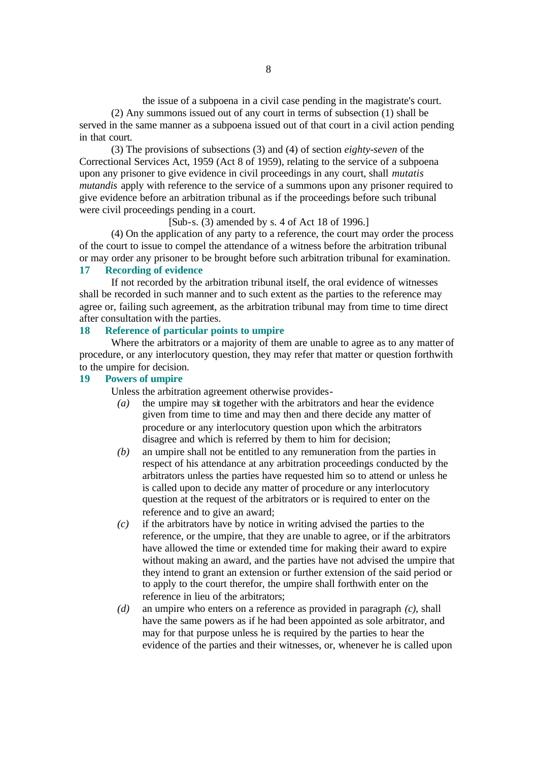the issue of a subpoena in a civil case pending in the magistrate's court.

(2) Any summons issued out of any court in terms of subsection (1) shall be served in the same manner as a subpoena issued out of that court in a civil action pending in that court.

(3) The provisions of subsections (3) and (4) of section *eighty-seven* of the Correctional Services Act, 1959 (Act 8 of 1959), relating to the service of a subpoena upon any prisoner to give evidence in civil proceedings in any court, shall *mutatis mutandis* apply with reference to the service of a summons upon any prisoner required to give evidence before an arbitration tribunal as if the proceedings before such tribunal were civil proceedings pending in a court.

[Sub-s. (3) amended by s. 4 of Act 18 of 1996.]

(4) On the application of any party to a reference, the court may order the process of the court to issue to compel the attendance of a witness before the arbitration tribunal or may order any prisoner to be brought before such arbitration tribunal for examination.

**17 Recording of evidence**

If not recorded by the arbitration tribunal itself, the oral evidence of witnesses shall be recorded in such manner and to such extent as the parties to the reference may agree or, failing such agreement, as the arbitration tribunal may from time to time direct after consultation with the parties.

**18 Reference of particular points to umpire**

Where the arbitrators or a majority of them are unable to agree as to any matter of procedure, or any interlocutory question, they may refer that matter or question forthwith to the umpire for decision.

**19 Powers of umpire**

Unless the arbitration agreement otherwise provides-

*(a)* the umpire may sit together with the arbitrators and hear the evidence given from time to time and may then and there decide any matter of procedure or any interlocutory question upon which the arbitrators disagree and which is referred by them to him for decision;

*(b)* an umpire shall not be entitled to any remuneration from the parties in respect of his attendance at any arbitration proceedings conducted by the arbitrators unless the parties have requested him so to attend or unless he is called upon to decide any matter of procedure or any interlocutory question at the request of the arbitrators or is required to enter on the reference and to give an award;

*(c)* if the arbitrators have by notice in writing advised the parties to the reference, or the umpire, that they are unable to agree, or if the arbitrators have allowed the time or extended time for making their award to expire without making an award, and the parties have not advised the umpire that they intend to grant an extension or further extension of the said period or to apply to the court therefor, the umpire shall forthwith enter on the reference in lieu of the arbitrators;

*(d)* an umpire who enters on a reference as provided in paragraph *(c)*, shall have the same powers as if he had been appointed as sole arbitrator, and may for that purpose unless he is required by the parties to hear the evidence of the parties and their witnesses, or, whenever he is called upon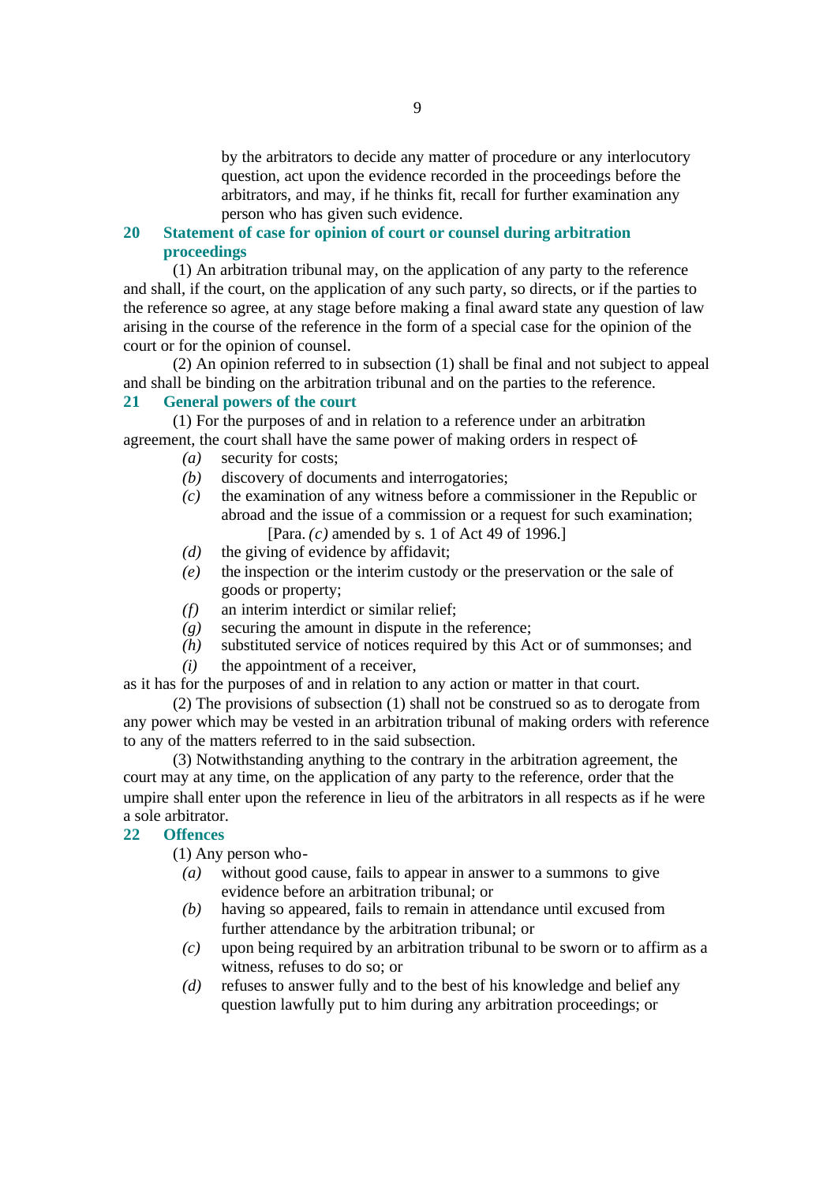by the arbitrators to decide any matter of procedure or any interlocutory question, act upon the evidence recorded in the proceedings before the arbitrators, and may, if he thinks fit, recall for further examination any person who has given such evidence.

### 20 Statement of case for opinion of court or counsel during arbitration proceedings

(1) An arbitration tribunal may, on the application of any party to the reference and shall, if the court, on the application of any such party, so directs, or if the parties to the reference so agree, at any stage before making a final award state any question of law arising in the course of the reference in the form of a special case for the opinion of the court or for the opinion of counsel.

(2) An opinion referred to in subsection (1) shall be final and not subject to appeal and shall be binding on the arbitration tribunal and on the parties to the reference.

### 21 General powers of the court

(1) For the purposes of and in relation to a reference under an arbitration agreement, the court shall have the same power of making orders in respect of-

*(a)* security for costs;

*(b)* discovery of documents and interrogatories;

*(c)* the examination of any witness before a commissioner in the Republic or abroad and the issue of a commission or a request for such examination;

[Para. *(c)* amended by s. 1 of Act 49 of 1996.]

*(d)* the giving of evidence by affidavit;

*(e)* the inspection or the interim custody or the preservation or the sale of goods or property;

*(f)* an interim interdict or similar relief;

*(g)* securing the amount in dispute in the reference;

*(h)* substituted service of notices required by this Act or of summonses; and

*(i)* the appointment of a receiver,

as it has for the purposes of and in relation to any action or matter in that court.

(2) The provisions of subsection (1) shall not be construed so as to derogate from any power which may be vested in an arbitration tribunal of making orders with reference to any of the matters referred to in the said subsection.

(3) Notwithstanding anything to the contrary in the arbitration agreement, the court may at any time, on the application of any party to the reference, order that the umpire shall enter upon the reference in lieu of the arbitrators in all respects as if he were a sole arbitrator.

### 22 Offences

(1) Any person who-

*(a)* without good cause, fails to appear in answer to a summons to give evidence before an arbitration tribunal; or

*(b)* having so appeared, fails to remain in attendance until excused from further attendance by the arbitration tribunal; or

*(c)* upon being required by an arbitration tribunal to be sworn or to affirm as a witness, refuses to do so; or

*(d)* refuses to answer fully and to the best of his knowledge and belief any question lawfully put to him during any arbitration proceedings; or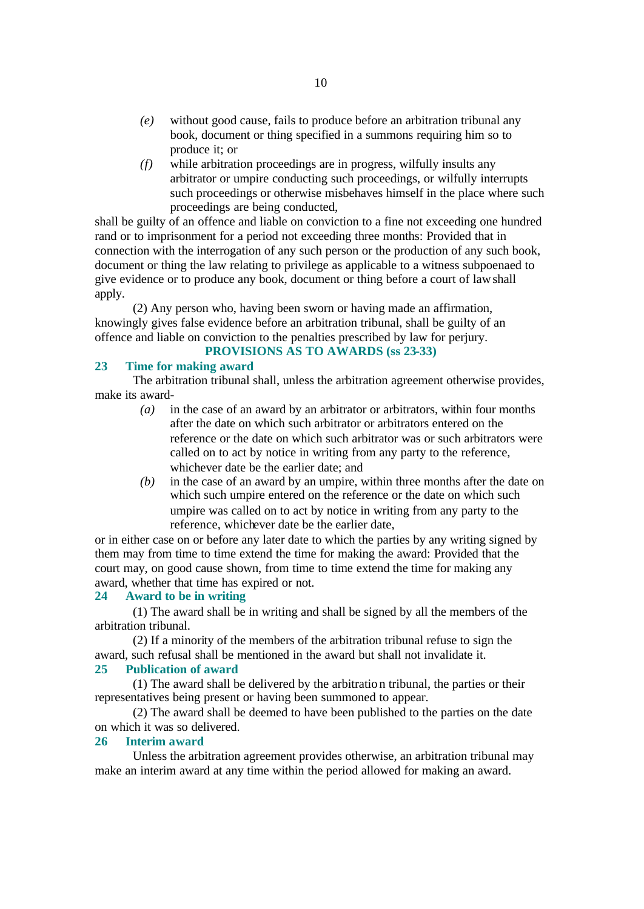*(e)* without good cause, fails to produce before an arbitration tribunal any book, document or thing specified in a summons requiring him so to produce it; or

*(f)* while arbitration proceedings are in progress, wilfully insults any arbitrator or umpire conducting such proceedings, or wilfully interrupts such proceedings or otherwise misbehaves himself in the place where such proceedings are being conducted,

shall be guilty of an offence and liable on conviction to a fine not exceeding one hundred rand or to imprisonment for a period not exceeding three months: Provided that in connection with the interrogation of any such person or the production of any such book, document or thing the law relating to privilege as applicable to a witness subpoenaed to give evidence or to produce any book, document or thing before a court of law shall apply.

(2) Any person who, having been sworn or having made an affirmation, knowingly gives false evidence before an arbitration tribunal, shall be guilty of an offence and liable on conviction to the penalties prescribed by law for perjury.

## PROVISIONS AS TO AWARDS (ss 23-33)

### 23 Time for making award

The arbitration tribunal shall, unless the arbitration agreement otherwise provides, make its award-

*(a)* in the case of an award by an arbitrator or arbitrators, within four months after the date on which such arbitrator or arbitrators entered on the reference or the date on which such arbitrator was or such arbitrators were called on to act by notice in writing from any party to the reference, whichever date be the earlier date; and

*(b)* in the case of an award by an umpire, within three months after the date on which such umpire entered on the reference or the date on which such umpire was called on to act by notice in writing from any party to the reference, whichever date be the earlier date,

or in either case on or before any later date to which the parties by any writing signed by them may from time to time extend the time for making the award: Provided that the court may, on good cause shown, from time to time extend the time for making any award, whether that time has expired or not.

### 24 Award to be in writing

(1) The award shall be in writing and shall be signed by all the members of the arbitration tribunal.

(2) If a minority of the members of the arbitration tribunal refuse to sign the award, such refusal shall be mentioned in the award but shall not invalidate it.

### 25 Publication of award

(1) The award shall be delivered by the arbitration tribunal, the parties or their representatives being present or having been summoned to appear.

(2) The award shall be deemed to have been published to the parties on the date on which it was so delivered.

### 26 Interim award

Unless the arbitration agreement provides otherwise, an arbitration tribunal may make an interim award at any time within the period allowed for making an award.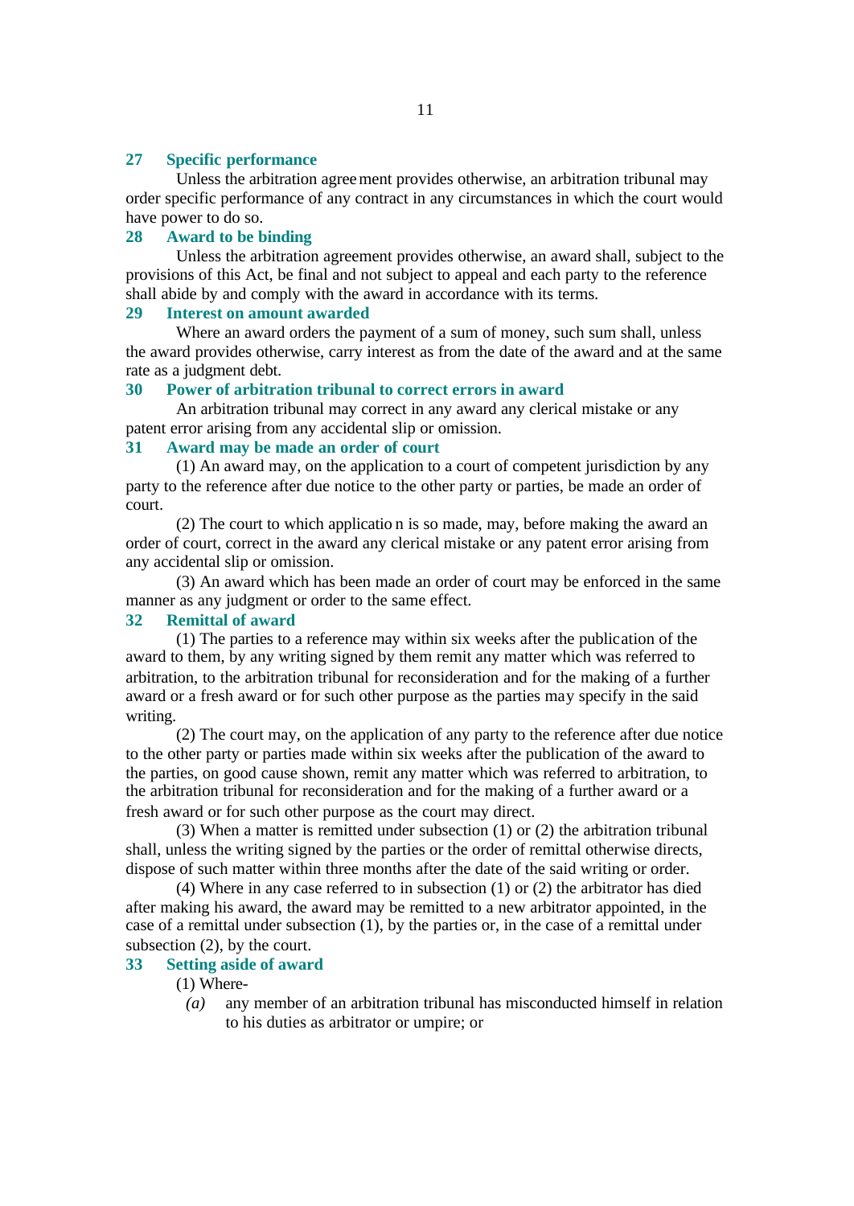## 27 Specific performance

Unless the arbitration agreement provides otherwise, an arbitration tribunal may order specific performance of any contract in any circumstances in which the court would have power to do so.

## 28 Award to be binding

Unless the arbitration agreement provides otherwise, an award shall, subject to the provisions of this Act, be final and not subject to appeal and each party to the reference shall abide by and comply with the award in accordance with its terms.

## 29 Interest on amount awarded

Where an award orders the payment of a sum of money, such sum shall, unless the award provides otherwise, carry interest as from the date of the award and at the same rate as a judgment debt.

## 30 Power of arbitration tribunal to correct errors in award

An arbitration tribunal may correct in any award any clerical mistake or any patent error arising from any accidental slip or omission.

## 31 Award may be made an order of court

(1) An award may, on the application to a court of competent jurisdiction by any party to the reference after due notice to the other party or parties, be made an order of court.

(2) The court to which application is so made, may, before making the award an order of court, correct in the award any clerical mistake or any patent error arising from any accidental slip or omission.

(3) An award which has been made an order of court may be enforced in the same manner as any judgment or order to the same effect.

## 32 Remittal of award

(1) The parties to a reference may within six weeks after the publication of the award to them, by any writing signed by them remit any matter which was referred to arbitration, to the arbitration tribunal for reconsideration and for the making of a further award or a fresh award or for such other purpose as the parties may specify in the said writing.

(2) The court may, on the application of any party to the reference after due notice to the other party or parties made within six weeks after the publication of the award to the parties, on good cause shown, remit any matter which was referred to arbitration, to the arbitration tribunal for reconsideration and for the making of a further award or a fresh award or for such other purpose as the court may direct.

(3) When a matter is remitted under subsection (1) or (2) the arbitration tribunal shall, unless the writing signed by the parties or the order of remittal otherwise directs, dispose of such matter within three months after the date of the said writing or order.

(4) Where in any case referred to in subsection (1) or (2) the arbitrator has died after making his award, the award may be remitted to a new arbitrator appointed, in the case of a remittal under subsection (1), by the parties or, in the case of a remittal under subsection (2), by the court.

## 33 Setting aside of award

(1) Where-

*(a)* any member of an arbitration tribunal has misconducted himself in relation to his duties as arbitrator or umpire; or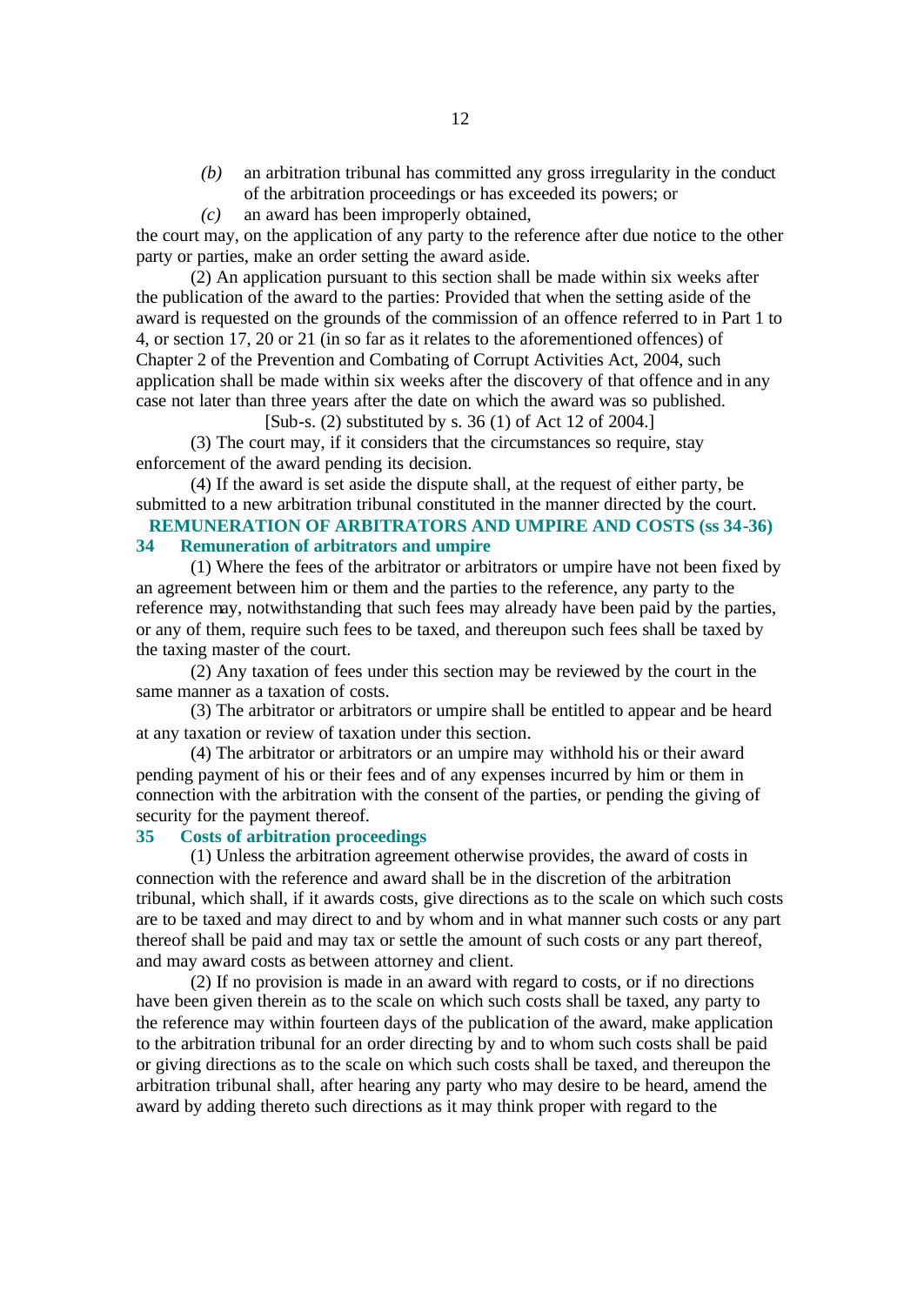*(b)* an arbitration tribunal has committed any gross irregularity in the conduct of the arbitration proceedings or has exceeded its powers; or

*(c)* an award has been improperly obtained,

the court may, on the application of any party to the reference after due notice to the other party or parties, make an order setting the award aside.

(2) An application pursuant to this section shall be made within six weeks after the publication of the award to the parties: Provided that when the setting aside of the award is requested on the grounds of the commission of an offence referred to in Part 1 to 4, or section 17, 20 or 21 (in so far as it relates to the aforementioned offences) of Chapter 2 of the Prevention and Combating of Corrupt Activities Act, 2004, such application shall be made within six weeks after the discovery of that offence and in any case not later than three years after the date on which the award was so published.

[Sub-s. (2) substituted by s. 36 (1) of Act 12 of 2004.]

(3) The court may, if it considers that the circumstances so require, stay enforcement of the award pending its decision.

(4) If the award is set aside the dispute shall, at the request of either party, be submitted to a new arbitration tribunal constituted in the manner directed by the court.

## REMUNERATION OF ARBITRATORS AND UMPIRE AND COSTS (ss 34-36)

### 34 Remuneration of arbitrators and umpire

(1) Where the fees of the arbitrator or arbitrators or umpire have not been fixed by an agreement between him or them and the parties to the reference, any party to the reference may, notwithstanding that such fees may already have been paid by the parties, or any of them, require such fees to be taxed, and thereupon such fees shall be taxed by the taxing master of the court.

(2) Any taxation of fees under this section may be reviewed by the court in the same manner as a taxation of costs.

(3) The arbitrator or arbitrators or umpire shall be entitled to appear and be heard at any taxation or review of taxation under this section.

(4) The arbitrator or arbitrators or an umpire may withhold his or their award pending payment of his or their fees and of any expenses incurred by him or them in connection with the arbitration with the consent of the parties, or pending the giving of security for the payment thereof.

### 35 Costs of arbitration proceedings

(1) Unless the arbitration agreement otherwise provides, the award of costs in connection with the reference and award shall be in the discretion of the arbitration tribunal, which shall, if it awards costs, give directions as to the scale on which such costs are to be taxed and may direct to and by whom and in what manner such costs or any part thereof shall be paid and may tax or settle the amount of such costs or any part thereof, and may award costs as between attorney and client.

(2) If no provision is made in an award with regard to costs, or if no directions have been given therein as to the scale on which such costs shall be taxed, any party to the reference may within fourteen days of the publication of the award, make application to the arbitration tribunal for an order directing by and to whom such costs shall be paid or giving directions as to the scale on which such costs shall be taxed, and thereupon the arbitration tribunal shall, after hearing any party who may desire to be heard, amend the award by adding thereto such directions as it may think proper with regard to the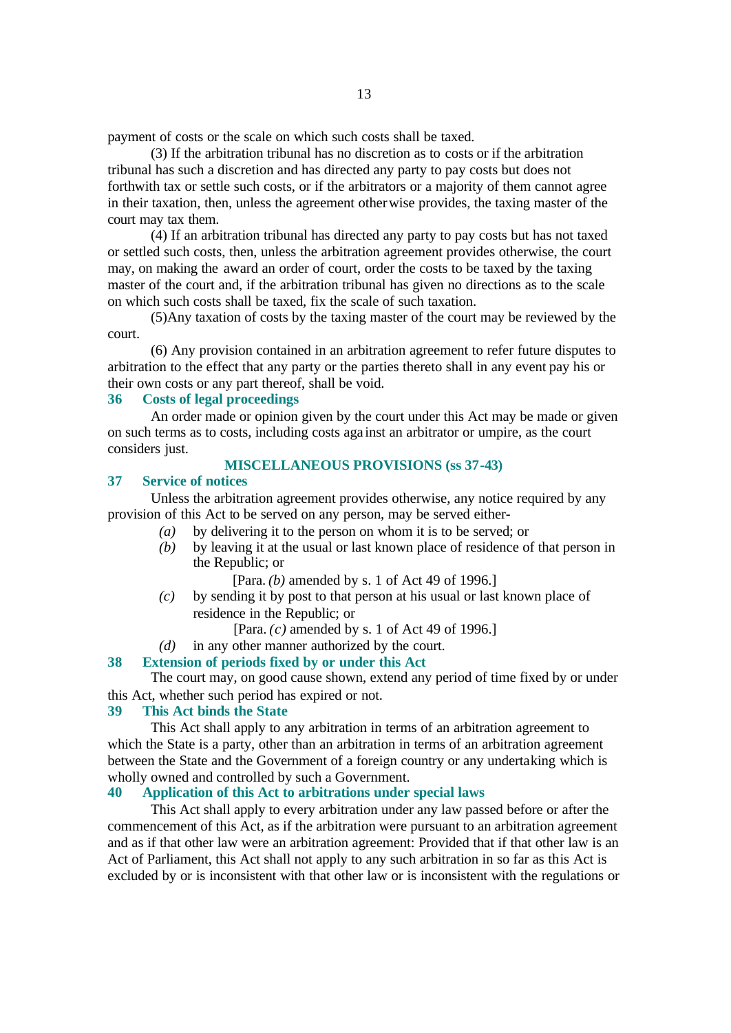payment of costs or the scale on which such costs shall be taxed.

(3) If the arbitration tribunal has no discretion as to costs or if the arbitration tribunal has such a discretion and has directed any party to pay costs but does not forthwith tax or settle such costs, or if the arbitrators or a majority of them cannot agree in their taxation, then, unless the agreement otherwise provides, the taxing master of the court may tax them.

(4) If an arbitration tribunal has directed any party to pay costs but has not taxed or settled such costs, then, unless the arbitration agreement provides otherwise, the court may, on making the award an order of court, order the costs to be taxed by the taxing master of the court and, if the arbitration tribunal has given no directions as to the scale on which such costs shall be taxed, fix the scale of such taxation.

(5)Any taxation of costs by the taxing master of the court may be reviewed by the court.

(6) Any provision contained in an arbitration agreement to refer future disputes to arbitration to the effect that any party or the parties thereto shall in any event pay his or their own costs or any part thereof, shall be void.

**36 Costs of legal proceedings**

An order made or opinion given by the court under this Act may be made or given on such terms as to costs, including costs against an arbitrator or umpire, as the court considers just.

## MISCELLANEOUS PROVISIONS (ss 37-43)

**37 Service of notices**

Unless the arbitration agreement provides otherwise, any notice required by any provision of this Act to be served on any person, may be served either-

*(a)* by delivering it to the person on whom it is to be served; or

*(b)* by leaving it at the usual or last known place of residence of that person in the Republic; or

[Para. *(b)* amended by s. 1 of Act 49 of 1996.]

*(c)* by sending it by post to that person at his usual or last known place of residence in the Republic; or

[Para. *(c)* amended by s. 1 of Act 49 of 1996.]

*(d)* in any other manner authorized by the court.

**38 Extension of periods fixed by or under this Act**

The court may, on good cause shown, extend any period of time fixed by or under this Act, whether such period has expired or not.

**39 This Act binds the State**

This Act shall apply to any arbitration in terms of an arbitration agreement to which the State is a party, other than an arbitration in terms of an arbitration agreement between the State and the Government of a foreign country or any undertaking which is wholly owned and controlled by such a Government.

**40 Application of this Act to arbitrations under special laws**

This Act shall apply to every arbitration under any law passed before or after the commencement of this Act, as if the arbitration were pursuant to an arbitration agreement and as if that other law were an arbitration agreement: Provided that if that other law is an Act of Parliament, this Act shall not apply to any such arbitration in so far as this Act is excluded by or is inconsistent with that other law or is inconsistent with the regulations or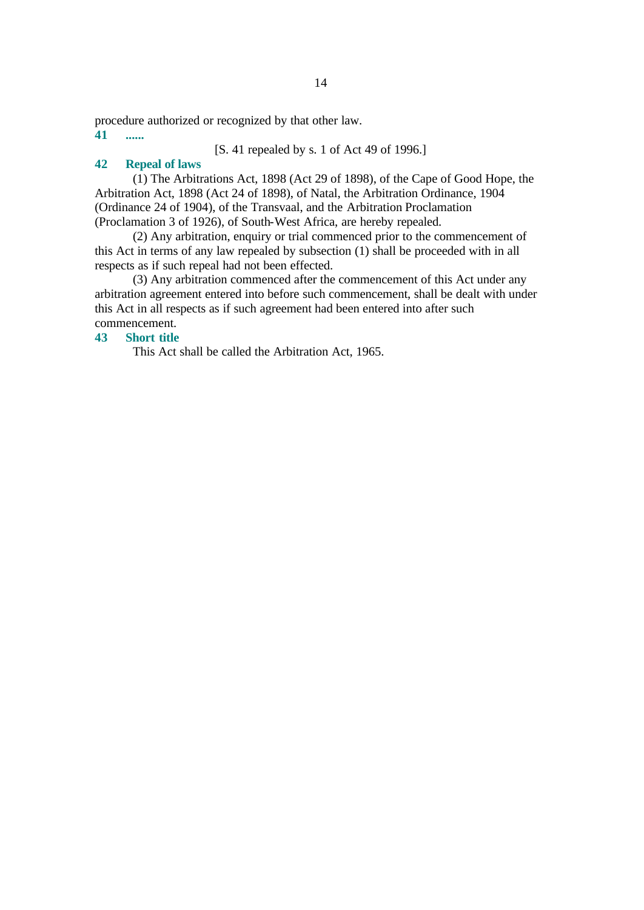procedure authorized or recognized by that other law.

**41 ......**

[S. 41 repealed by s. 1 of Act 49 of 1996.]

**42 Repeal of laws**

(1) The Arbitrations Act, 1898 (Act 29 of 1898), of the Cape of Good Hope, the Arbitration Act, 1898 (Act 24 of 1898), of Natal, the Arbitration Ordinance, 1904 (Ordinance 24 of 1904), of the Transvaal, and the Arbitration Proclamation (Proclamation 3 of 1926), of South-West Africa, are hereby repealed.

(2) Any arbitration, enquiry or trial commenced prior to the commencement of this Act in terms of any law repealed by subsection (1) shall be proceeded with in all respects as if such repeal had not been effected.

(3) Any arbitration commenced after the commencement of this Act under any arbitration agreement entered into before such commencement, shall be dealt with under this Act in all respects as if such agreement had been entered into after such commencement.

**43 Short title**

This Act shall be called the Arbitration Act, 1965.